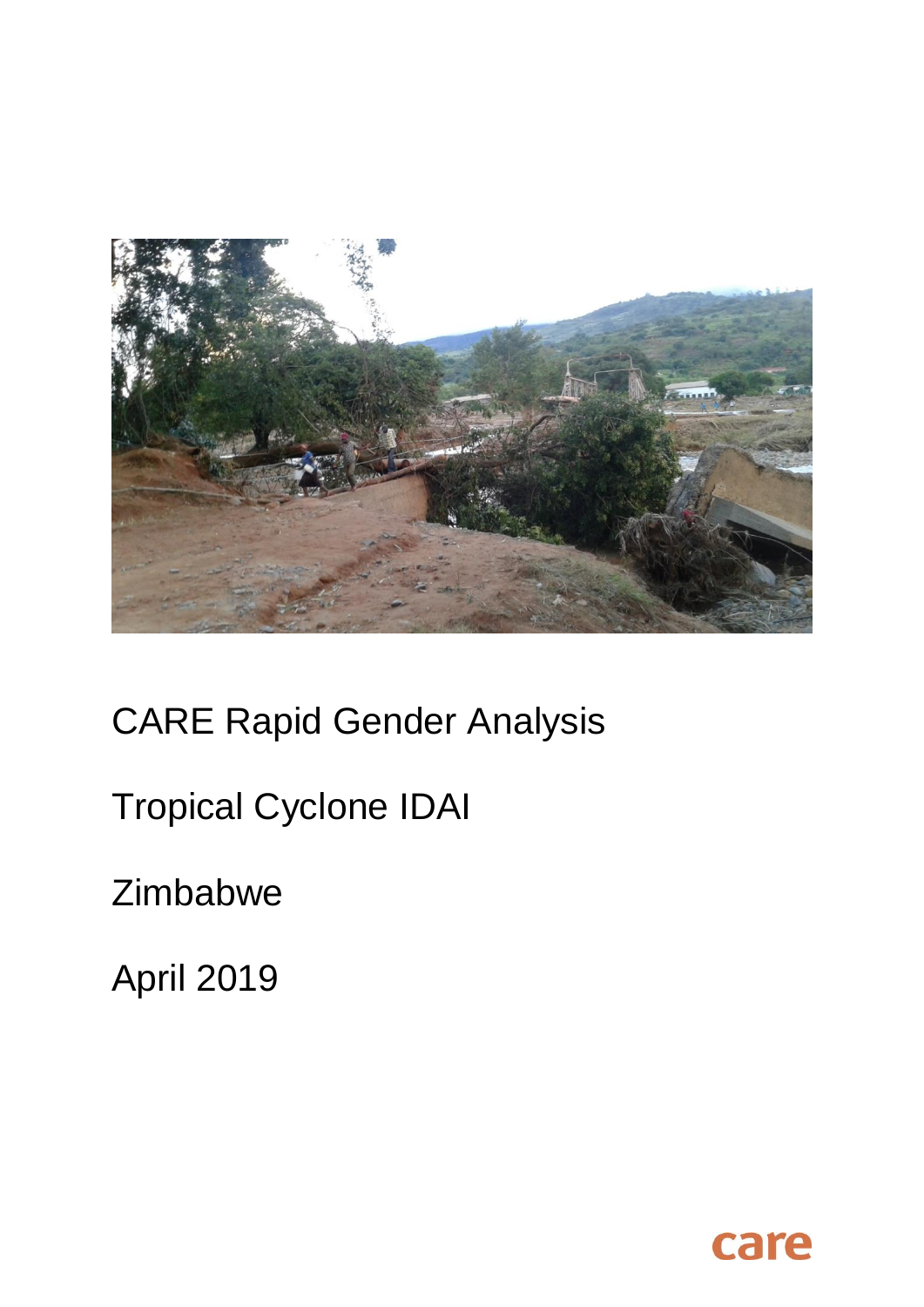# CARE Rapid Gender Analysis

Tropical Cyclone IDAI

Zimbabwe

April 2019

care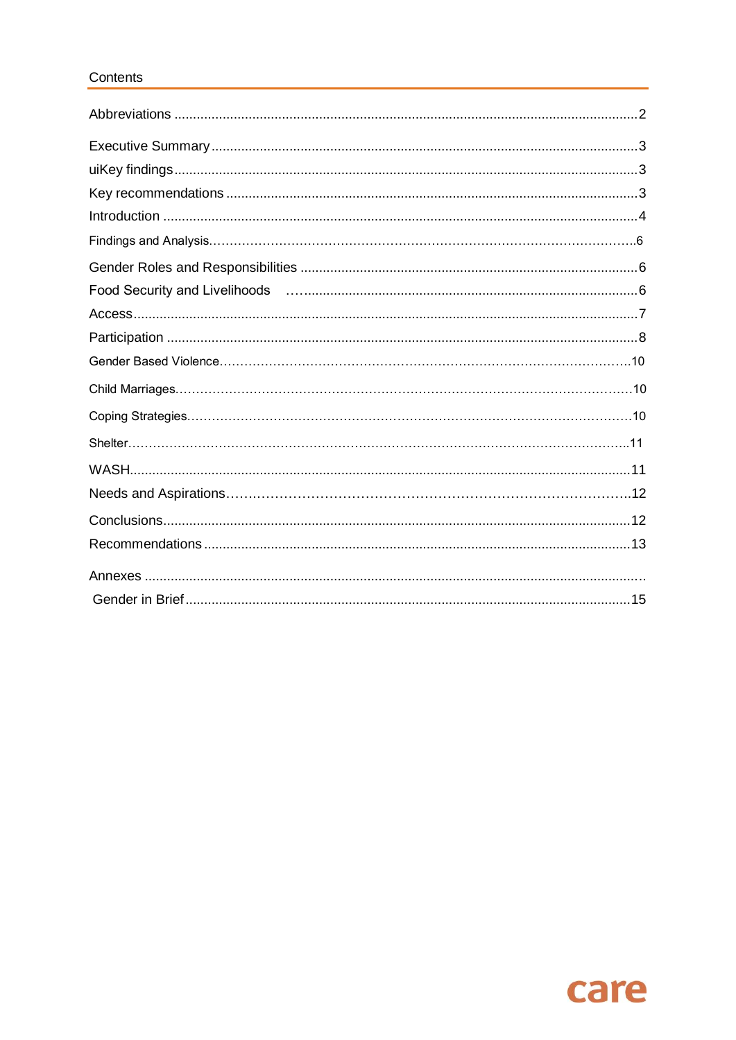Contents

| | |
|---|---|
| Abbreviations | 2 |
| Executive Summary | 3 |
| uiKey findings | 3 |
| Key recommendations | 3 |
| Introduction | 4 |
| Findings and Analysis | 6 |
| Gender Roles and Responsibilities | 6 |
| Food Security and Livelihoods | 6 |
| Access | 7 |
| Participation | 8 |
| Gender Based Violence | 10 |
| Child Marriages | 10 |
| Coping Strategies | 10 |
| Shelter | 11 |
| WASH | 11 |
| Needs and Aspirations | 12 |
| Conclusions | 12 |
| Recommendations | 13 |
| Annexes | |
| Gender in Brief | 15 |

care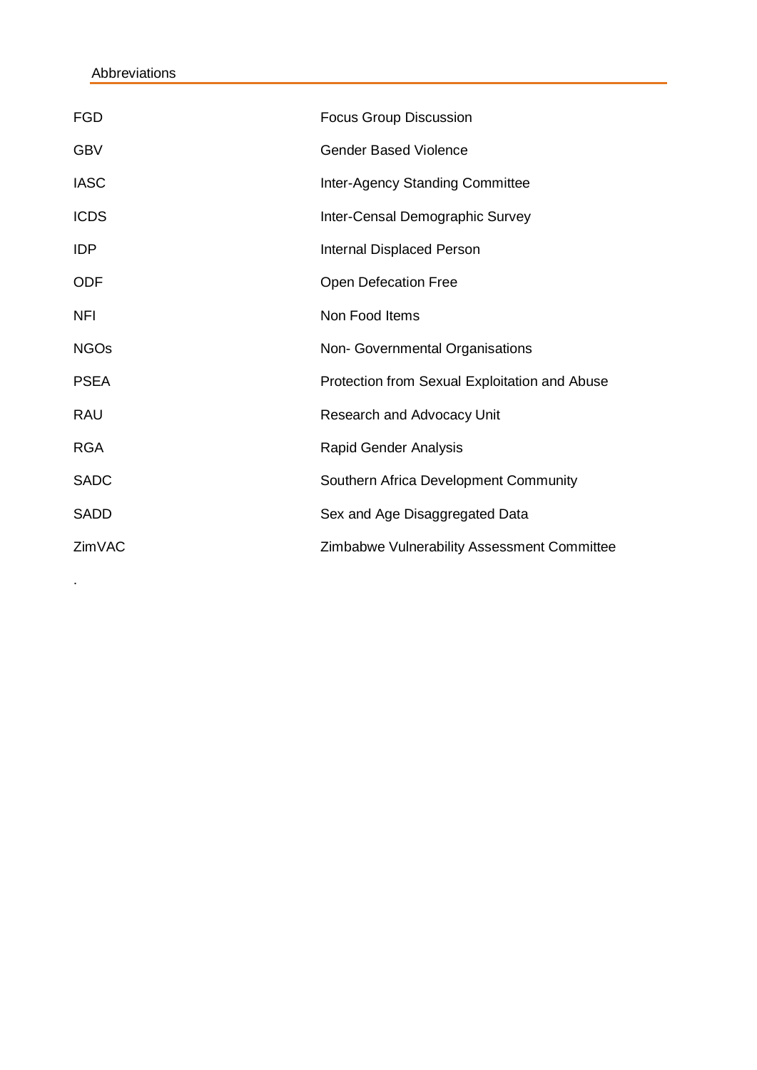## Abbreviations

| | |
|---|---|
| FGD | Focus Group Discussion |
| GBV | Gender Based Violence |
| IASC | Inter-Agency Standing Committee |
| ICDS | Inter-Censal Demographic Survey |
| IDP | Internal Displaced Person |
| ODF | Open Defecation Free |
| NFI | Non Food Items |
| NGOs | Non- Governmental Organisations |
| PSEA | Protection from Sexual Exploitation and Abuse |
| RAU | Research and Advocacy Unit |
| RGA | Rapid Gender Analysis |
| SADC | Southern Africa Development Community |
| SADD | Sex and Age Disaggregated Data |
| ZimVAC | Zimbabwe Vulnerability Assessment Committee |

.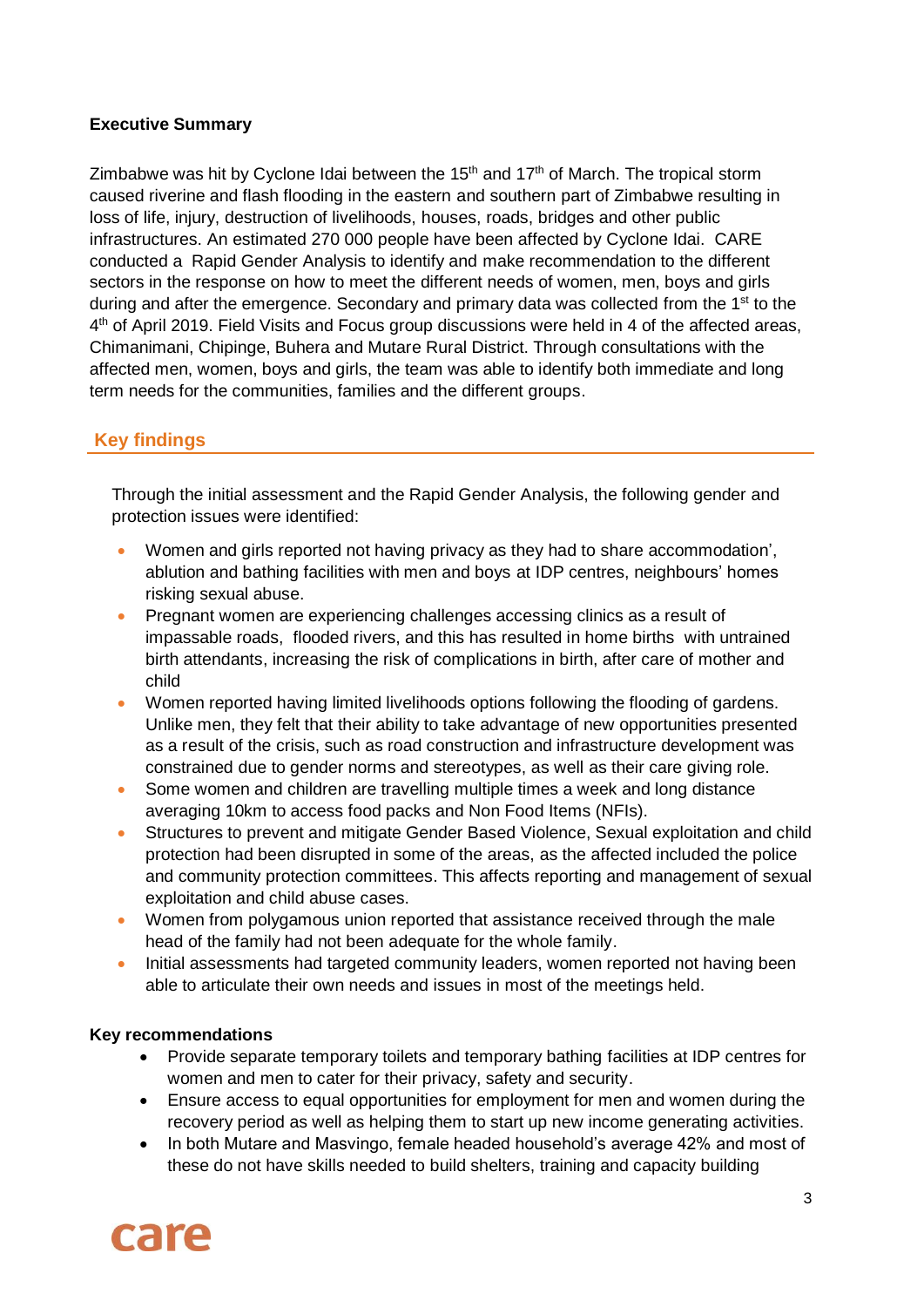## Executive Summary

Zimbabwe was hit by Cyclone Idai between the 15th and 17th of March. The tropical storm caused riverine and flash flooding in the eastern and southern part of Zimbabwe resulting in loss of life, injury, destruction of livelihoods, houses, roads, bridges and other public infrastructures. An estimated 270 000 people have been affected by Cyclone Idai. CARE conducted a Rapid Gender Analysis to identify and make recommendation to the different sectors in the response on how to meet the different needs of women, men, boys and girls during and after the emergence. Secondary and primary data was collected from the 1st to the 4th of April 2019. Field Visits and Focus group discussions were held in 4 of the affected areas, Chimanimani, Chipinge, Buhera and Mutare Rural District. Through consultations with the affected men, women, boys and girls, the team was able to identify both immediate and long term needs for the communities, families and the different groups.

## Key findings

Through the initial assessment and the Rapid Gender Analysis, the following gender and protection issues were identified:

- Women and girls reported not having privacy as they had to share accommodation', ablution and bathing facilities with men and boys at IDP centres, neighbours' homes risking sexual abuse.
- Pregnant women are experiencing challenges accessing clinics as a result of impassable roads, flooded rivers, and this has resulted in home births with untrained birth attendants, increasing the risk of complications in birth, after care of mother and child
- Women reported having limited livelihoods options following the flooding of gardens. Unlike men, they felt that their ability to take advantage of new opportunities presented as a result of the crisis, such as road construction and infrastructure development was constrained due to gender norms and stereotypes, as well as their care giving role.
- Some women and children are travelling multiple times a week and long distance averaging 10km to access food packs and Non Food Items (NFIs).
- Structures to prevent and mitigate Gender Based Violence, Sexual exploitation and child protection had been disrupted in some of the areas, as the affected included the police and community protection committees. This affects reporting and management of sexual exploitation and child abuse cases.
- Women from polygamous union reported that assistance received through the male head of the family had not been adequate for the whole family.
- Initial assessments had targeted community leaders, women reported not having been able to articulate their own needs and issues in most of the meetings held.

**Key recommendations**

- Provide separate temporary toilets and temporary bathing facilities at IDP centres for women and men to cater for their privacy, safety and security.
- Ensure access to equal opportunities for employment for men and women during the recovery period as well as helping them to start up new income generating activities.
- In both Mutare and Masvingo, female headed household's average 42% and most of these do not have skills needed to build shelters, training and capacity building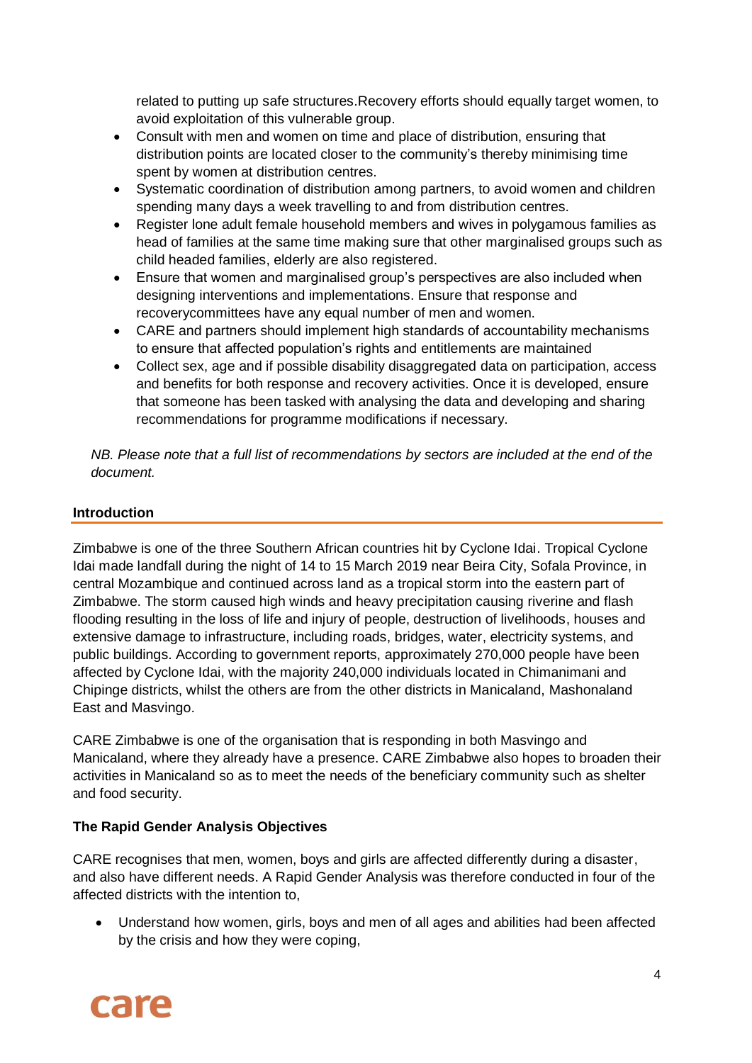related to putting up safe structures.Recovery efforts should equally target women, to avoid exploitation of this vulnerable group.
- Consult with men and women on time and place of distribution, ensuring that distribution points are located closer to the community's thereby minimising time spent by women at distribution centres.
- Systematic coordination of distribution among partners, to avoid women and children spending many days a week travelling to and from distribution centres.
- Register lone adult female household members and wives in polygamous families as head of families at the same time making sure that other marginalised groups such as child headed families, elderly are also registered.
- Ensure that women and marginalised group's perspectives are also included when designing interventions and implementations. Ensure that response and recoverycommittees have any equal number of men and women.
- CARE and partners should implement high standards of accountability mechanisms to ensure that affected population's rights and entitlements are maintained
- Collect sex, age and if possible disability disaggregated data on participation, access and benefits for both response and recovery activities. Once it is developed, ensure that someone has been tasked with analysing the data and developing and sharing recommendations for programme modifications if necessary.

*NB. Please note that a full list of recommendations by sectors are included at the end of the document.*

## Introduction

Zimbabwe is one of the three Southern African countries hit by Cyclone Idai. Tropical Cyclone Idai made landfall during the night of 14 to 15 March 2019 near Beira City, Sofala Province, in central Mozambique and continued across land as a tropical storm into the eastern part of Zimbabwe. The storm caused high winds and heavy precipitation causing riverine and flash flooding resulting in the loss of life and injury of people, destruction of livelihoods, houses and extensive damage to infrastructure, including roads, bridges, water, electricity systems, and public buildings. According to government reports, approximately 270,000 people have been affected by Cyclone Idai, with the majority 240,000 individuals located in Chimanimani and Chipinge districts, whilst the others are from the other districts in Manicaland, Mashonaland East and Masvingo.

CARE Zimbabwe is one of the organisation that is responding in both Masvingo and Manicaland, where they already have a presence. CARE Zimbabwe also hopes to broaden their activities in Manicaland so as to meet the needs of the beneficiary community such as shelter and food security.

### The Rapid Gender Analysis Objectives

CARE recognises that men, women, boys and girls are affected differently during a disaster, and also have different needs. A Rapid Gender Analysis was therefore conducted in four of the affected districts with the intention to,

- Understand how women, girls, boys and men of all ages and abilities had been affected by the crisis and how they were coping,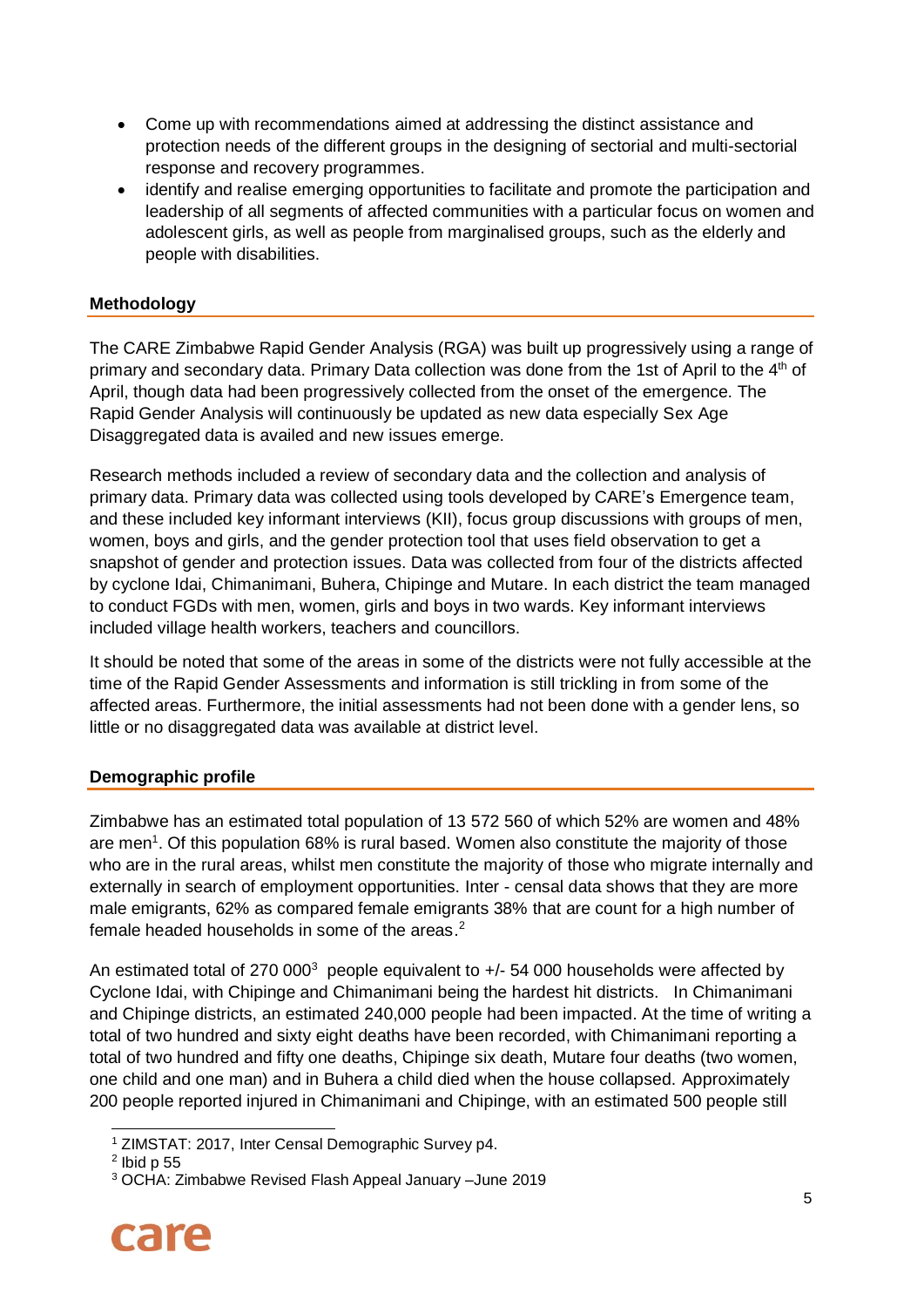- Come up with recommendations aimed at addressing the distinct assistance and protection needs of the different groups in the designing of sectorial and multi-sectorial response and recovery programmes.
- identify and realise emerging opportunities to facilitate and promote the participation and leadership of all segments of affected communities with a particular focus on women and adolescent girls, as well as people from marginalised groups, such as the elderly and people with disabilities.

## Methodology

The CARE Zimbabwe Rapid Gender Analysis (RGA) was built up progressively using a range of primary and secondary data. Primary Data collection was done from the 1st of April to the 4th of April, though data had been progressively collected from the onset of the emergence. The Rapid Gender Analysis will continuously be updated as new data especially Sex Age Disaggregated data is availed and new issues emerge.

Research methods included a review of secondary data and the collection and analysis of primary data. Primary data was collected using tools developed by CARE's Emergence team, and these included key informant interviews (KII), focus group discussions with groups of men, women, boys and girls, and the gender protection tool that uses field observation to get a snapshot of gender and protection issues. Data was collected from four of the districts affected by cyclone Idai, Chimanimani, Buhera, Chipinge and Mutare. In each district the team managed to conduct FGDs with men, women, girls and boys in two wards. Key informant interviews included village health workers, teachers and councillors.

It should be noted that some of the areas in some of the districts were not fully accessible at the time of the Rapid Gender Assessments and information is still trickling in from some of the affected areas. Furthermore, the initial assessments had not been done with a gender lens, so little or no disaggregated data was available at district level.

## Demographic profile

Zimbabwe has an estimated total population of 13 572 560 of which 52% are women and 48% are men[1]. Of this population 68% is rural based. Women also constitute the majority of those who are in the rural areas, whilst men constitute the majority of those who migrate internally and externally in search of employment opportunities. Inter - censal data shows that they are more male emigrants, 62% as compared female emigrants 38% that are count for a high number of female headed households in some of the areas.[2]

An estimated total of 270 000[3] people equivalent to +/- 54 000 households were affected by Cyclone Idai, with Chipinge and Chimanimani being the hardest hit districts. In Chimanimani and Chipinge districts, an estimated 240,000 people had been impacted. At the time of writing a total of two hundred and sixty eight deaths have been recorded, with Chimanimani reporting a total of two hundred and fifty one deaths, Chipinge six death, Mutare four deaths (two women, one child and one man) and in Buhera a child died when the house collapsed. Approximately 200 people reported injured in Chimanimani and Chipinge, with an estimated 500 people still

[1] ZIMSTAT: 2017, Inter Censal Demographic Survey p4.

[2] Ibid p 55

[3] OCHA: Zimbabwe Revised Flash Appeal January –June 2019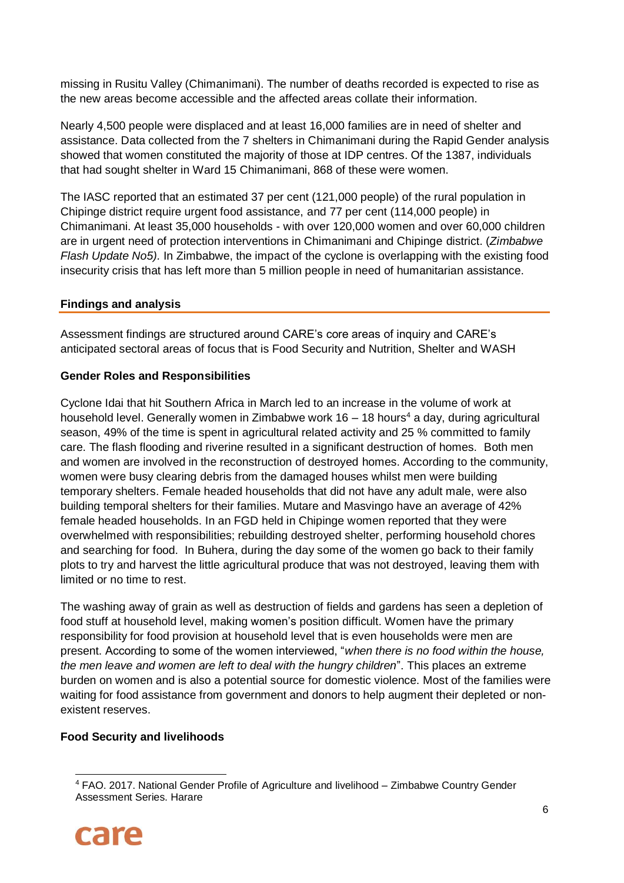missing in Rusitu Valley (Chimanimani). The number of deaths recorded is expected to rise as the new areas become accessible and the affected areas collate their information.

Nearly 4,500 people were displaced and at least 16,000 families are in need of shelter and assistance. Data collected from the 7 shelters in Chimanimani during the Rapid Gender analysis showed that women constituted the majority of those at IDP centres. Of the 1387, individuals that had sought shelter in Ward 15 Chimanimani, 868 of these were women.

The IASC reported that an estimated 37 per cent (121,000 people) of the rural population in Chipinge district require urgent food assistance, and 77 per cent (114,000 people) in Chimanimani. At least 35,000 households - with over 120,000 women and over 60,000 children are in urgent need of protection interventions in Chimanimani and Chipinge district. (*Zimbabwe Flash Update No5).* In Zimbabwe, the impact of the cyclone is overlapping with the existing food insecurity crisis that has left more than 5 million people in need of humanitarian assistance.

## Findings and analysis

Assessment findings are structured around CARE's core areas of inquiry and CARE's anticipated sectoral areas of focus that is Food Security and Nutrition, Shelter and WASH

### Gender Roles and Responsibilities

Cyclone Idai that hit Southern Africa in March led to an increase in the volume of work at household level. Generally women in Zimbabwe work 16 – 18 hours[4] a day, during agricultural season, 49% of the time is spent in agricultural related activity and 25 % committed to family care. The flash flooding and riverine resulted in a significant destruction of homes. Both men and women are involved in the reconstruction of destroyed homes. According to the community, women were busy clearing debris from the damaged houses whilst men were building temporary shelters. Female headed households that did not have any adult male, were also building temporal shelters for their families. Mutare and Masvingo have an average of 42% female headed households. In an FGD held in Chipinge women reported that they were overwhelmed with responsibilities; rebuilding destroyed shelter, performing household chores and searching for food. In Buhera, during the day some of the women go back to their family plots to try and harvest the little agricultural produce that was not destroyed, leaving them with limited or no time to rest.

The washing away of grain as well as destruction of fields and gardens has seen a depletion of food stuff at household level, making women's position difficult. Women have the primary responsibility for food provision at household level that is even households were men are present. According to some of the women interviewed, "*when there is no food within the house, the men leave and women are left to deal with the hungry children*". This places an extreme burden on women and is also a potential source for domestic violence. Most of the families were waiting for food assistance from government and donors to help augment their depleted or non-existent reserves.

### Food Security and livelihoods

[4] FAO. 2017. National Gender Profile of Agriculture and livelihood – Zimbabwe Country Gender Assessment Series. Harare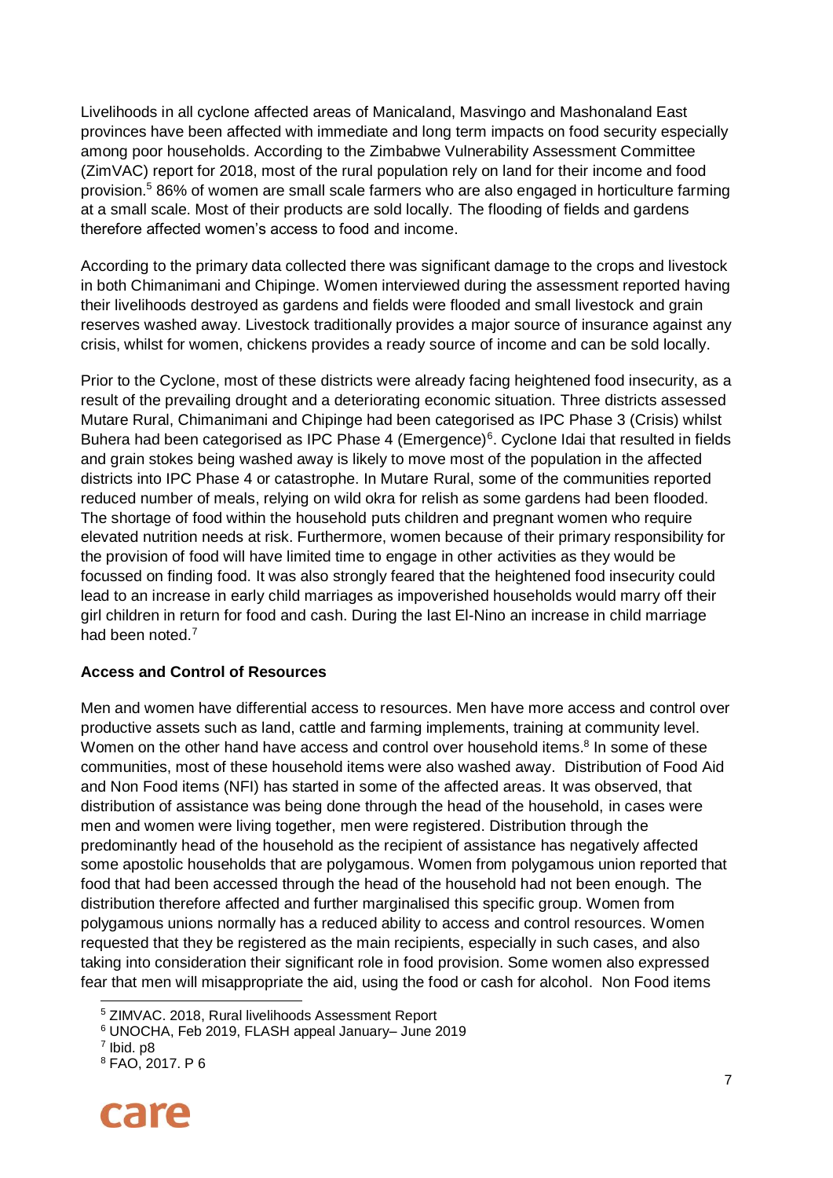Livelihoods in all cyclone affected areas of Manicaland, Masvingo and Mashonaland East provinces have been affected with immediate and long term impacts on food security especially among poor households. According to the Zimbabwe Vulnerability Assessment Committee (ZimVAC) report for 2018, most of the rural population rely on land for their income and food provision.[5] 86% of women are small scale farmers who are also engaged in horticulture farming at a small scale. Most of their products are sold locally. The flooding of fields and gardens therefore affected women's access to food and income.

According to the primary data collected there was significant damage to the crops and livestock in both Chimanimani and Chipinge. Women interviewed during the assessment reported having their livelihoods destroyed as gardens and fields were flooded and small livestock and grain reserves washed away. Livestock traditionally provides a major source of insurance against any crisis, whilst for women, chickens provides a ready source of income and can be sold locally.

Prior to the Cyclone, most of these districts were already facing heightened food insecurity, as a result of the prevailing drought and a deteriorating economic situation. Three districts assessed Mutare Rural, Chimanimani and Chipinge had been categorised as IPC Phase 3 (Crisis) whilst Buhera had been categorised as IPC Phase 4 (Emergence)[6]. Cyclone Idai that resulted in fields and grain stokes being washed away is likely to move most of the population in the affected districts into IPC Phase 4 or catastrophe. In Mutare Rural, some of the communities reported reduced number of meals, relying on wild okra for relish as some gardens had been flooded. The shortage of food within the household puts children and pregnant women who require elevated nutrition needs at risk. Furthermore, women because of their primary responsibility for the provision of food will have limited time to engage in other activities as they would be focussed on finding food. It was also strongly feared that the heightened food insecurity could lead to an increase in early child marriages as impoverished households would marry off their girl children in return for food and cash. During the last El-Nino an increase in child marriage had been noted.[7]

**Access and Control of Resources**

Men and women have differential access to resources. Men have more access and control over productive assets such as land, cattle and farming implements, training at community level. Women on the other hand have access and control over household items.[8] In some of these communities, most of these household items were also washed away. Distribution of Food Aid and Non Food items (NFI) has started in some of the affected areas. It was observed, that distribution of assistance was being done through the head of the household, in cases were men and women were living together, men were registered. Distribution through the predominantly head of the household as the recipient of assistance has negatively affected some apostolic households that are polygamous. Women from polygamous union reported that food that had been accessed through the head of the household had not been enough. The distribution therefore affected and further marginalised this specific group. Women from polygamous unions normally has a reduced ability to access and control resources. Women requested that they be registered as the main recipients, especially in such cases, and also taking into consideration their significant role in food provision. Some women also expressed fear that men will misappropriate the aid, using the food or cash for alcohol. Non Food items

[5] ZIMVAC. 2018, Rural livelihoods Assessment Report

[6] UNOCHA, Feb 2019, FLASH appeal January– June 2019

[7] Ibid. p8

[8] FAO, 2017. P 6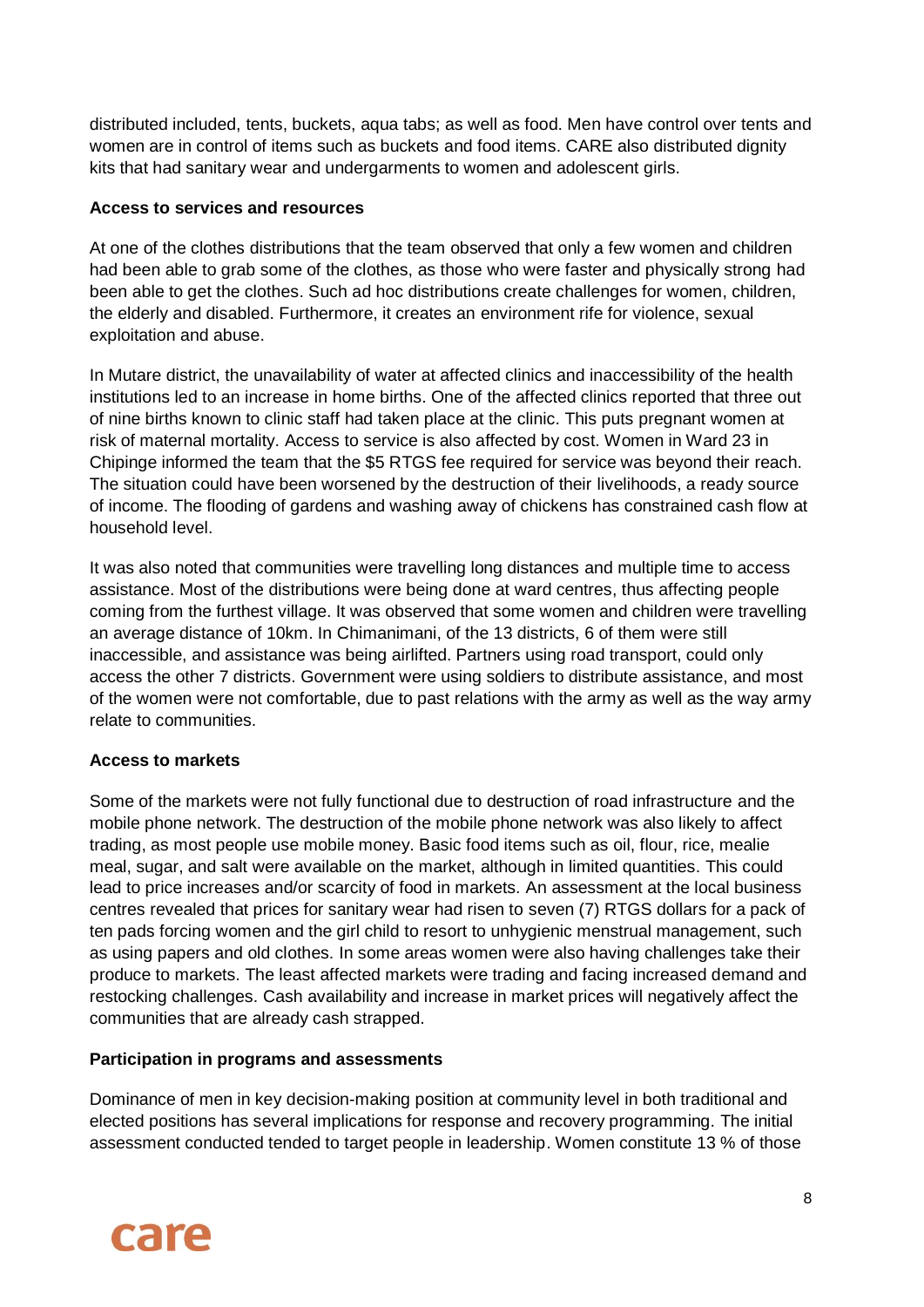distributed included, tents, buckets, aqua tabs; as well as food. Men have control over tents and women are in control of items such as buckets and food items. CARE also distributed dignity kits that had sanitary wear and undergarments to women and adolescent girls.

**Access to services and resources**

At one of the clothes distributions that the team observed that only a few women and children had been able to grab some of the clothes, as those who were faster and physically strong had been able to get the clothes. Such ad hoc distributions create challenges for women, children, the elderly and disabled. Furthermore, it creates an environment rife for violence, sexual exploitation and abuse.

In Mutare district, the unavailability of water at affected clinics and inaccessibility of the health institutions led to an increase in home births. One of the affected clinics reported that three out of nine births known to clinic staff had taken place at the clinic. This puts pregnant women at risk of maternal mortality. Access to service is also affected by cost. Women in Ward 23 in Chipinge informed the team that the $5 RTGS fee required for service was beyond their reach. The situation could have been worsened by the destruction of their livelihoods, a ready source of income. The flooding of gardens and washing away of chickens has constrained cash flow at household level.

It was also noted that communities were travelling long distances and multiple time to access assistance. Most of the distributions were being done at ward centres, thus affecting people coming from the furthest village. It was observed that some women and children were travelling an average distance of 10km. In Chimanimani, of the 13 districts, 6 of them were still inaccessible, and assistance was being airlifted. Partners using road transport, could only access the other 7 districts. Government were using soldiers to distribute assistance, and most of the women were not comfortable, due to past relations with the army as well as the way army relate to communities.

**Access to markets**

Some of the markets were not fully functional due to destruction of road infrastructure and the mobile phone network. The destruction of the mobile phone network was also likely to affect trading, as most people use mobile money. Basic food items such as oil, flour, rice, mealie meal, sugar, and salt were available on the market, although in limited quantities. This could lead to price increases and/or scarcity of food in markets. An assessment at the local business centres revealed that prices for sanitary wear had risen to seven (7) RTGS dollars for a pack of ten pads forcing women and the girl child to resort to unhygienic menstrual management, such as using papers and old clothes. In some areas women were also having challenges take their produce to markets. The least affected markets were trading and facing increased demand and restocking challenges. Cash availability and increase in market prices will negatively affect the communities that are already cash strapped.

**Participation in programs and assessments**

Dominance of men in key decision-making position at community level in both traditional and elected positions has several implications for response and recovery programming. The initial assessment conducted tended to target people in leadership. Women constitute 13 % of those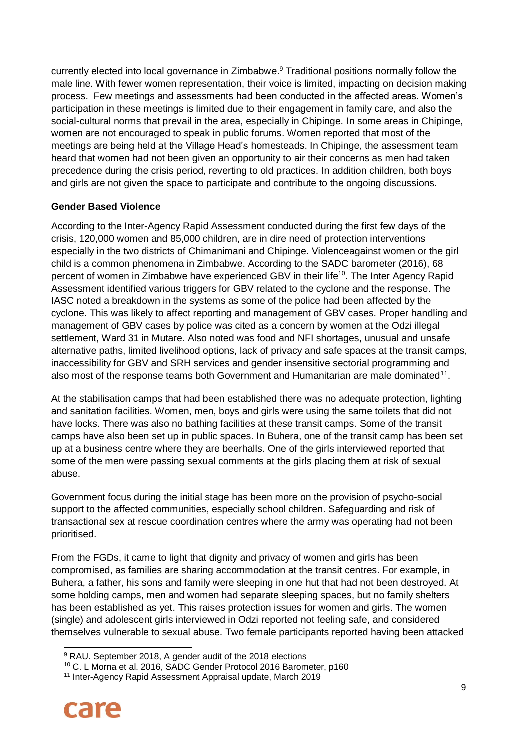currently elected into local governance in Zimbabwe.[9] Traditional positions normally follow the male line. With fewer women representation, their voice is limited, impacting on decision making process. Few meetings and assessments had been conducted in the affected areas. Women's participation in these meetings is limited due to their engagement in family care, and also the social-cultural norms that prevail in the area, especially in Chipinge. In some areas in Chipinge, women are not encouraged to speak in public forums. Women reported that most of the meetings are being held at the Village Head's homesteads. In Chipinge, the assessment team heard that women had not been given an opportunity to air their concerns as men had taken precedence during the crisis period, reverting to old practices. In addition children, both boys and girls are not given the space to participate and contribute to the ongoing discussions.

**Gender Based Violence**

According to the Inter-Agency Rapid Assessment conducted during the first few days of the crisis, 120,000 women and 85,000 children, are in dire need of protection interventions especially in the two districts of Chimanimani and Chipinge. Violenceagainst women or the girl child is a common phenomena in Zimbabwe. According to the SADC barometer (2016), 68 percent of women in Zimbabwe have experienced GBV in their life[10]. The Inter Agency Rapid Assessment identified various triggers for GBV related to the cyclone and the response. The IASC noted a breakdown in the systems as some of the police had been affected by the cyclone. This was likely to affect reporting and management of GBV cases. Proper handling and management of GBV cases by police was cited as a concern by women at the Odzi illegal settlement, Ward 31 in Mutare. Also noted was food and NFI shortages, unusual and unsafe alternative paths, limited livelihood options, lack of privacy and safe spaces at the transit camps, inaccessibility for GBV and SRH services and gender insensitive sectorial programming and also most of the response teams both Government and Humanitarian are male dominated[11].

At the stabilisation camps that had been established there was no adequate protection, lighting and sanitation facilities. Women, men, boys and girls were using the same toilets that did not have locks. There was also no bathing facilities at these transit camps. Some of the transit camps have also been set up in public spaces. In Buhera, one of the transit camp has been set up at a business centre where they are beerhalls. One of the girls interviewed reported that some of the men were passing sexual comments at the girls placing them at risk of sexual abuse.

Government focus during the initial stage has been more on the provision of psycho-social support to the affected communities, especially school children. Safeguarding and risk of transactional sex at rescue coordination centres where the army was operating had not been prioritised.

From the FGDs, it came to light that dignity and privacy of women and girls has been compromised, as families are sharing accommodation at the transit centres. For example, in Buhera, a father, his sons and family were sleeping in one hut that had not been destroyed. At some holding camps, men and women had separate sleeping spaces, but no family shelters has been established as yet. This raises protection issues for women and girls. The women (single) and adolescent girls interviewed in Odzi reported not feeling safe, and considered themselves vulnerable to sexual abuse. Two female participants reported having been attacked

[9] RAU. September 2018, A gender audit of the 2018 elections

[10] C. L Morna et al. 2016, SADC Gender Protocol 2016 Barometer, p160

[11] Inter-Agency Rapid Assessment Appraisal update, March 2019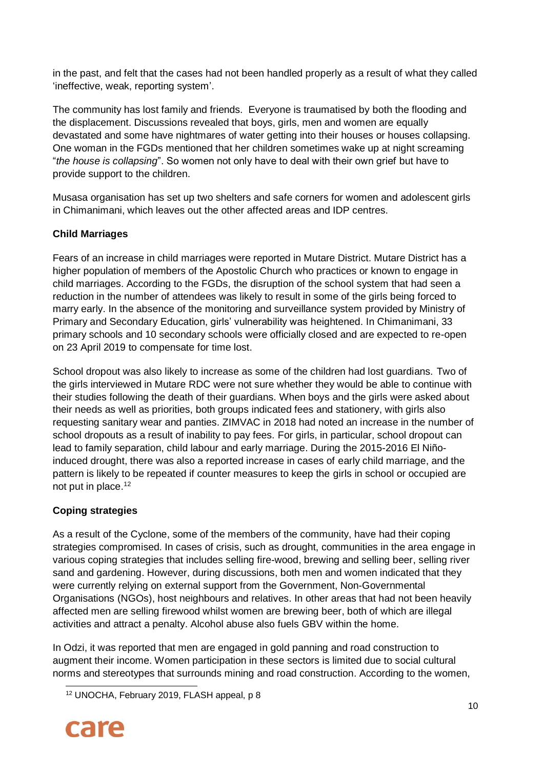in the past, and felt that the cases had not been handled properly as a result of what they called 'ineffective, weak, reporting system'.

The community has lost family and friends. Everyone is traumatised by both the flooding and the displacement. Discussions revealed that boys, girls, men and women are equally devastated and some have nightmares of water getting into their houses or houses collapsing. One woman in the FGDs mentioned that her children sometimes wake up at night screaming "*the house is collapsing*". So women not only have to deal with their own grief but have to provide support to the children.

Musasa organisation has set up two shelters and safe corners for women and adolescent girls in Chimanimani, which leaves out the other affected areas and IDP centres.

**Child Marriages**

Fears of an increase in child marriages were reported in Mutare District. Mutare District has a higher population of members of the Apostolic Church who practices or known to engage in child marriages. According to the FGDs, the disruption of the school system that had seen a reduction in the number of attendees was likely to result in some of the girls being forced to marry early. In the absence of the monitoring and surveillance system provided by Ministry of Primary and Secondary Education, girls' vulnerability was heightened. In Chimanimani, 33 primary schools and 10 secondary schools were officially closed and are expected to re-open on 23 April 2019 to compensate for time lost.

School dropout was also likely to increase as some of the children had lost guardians. Two of the girls interviewed in Mutare RDC were not sure whether they would be able to continue with their studies following the death of their guardians. When boys and the girls were asked about their needs as well as priorities, both groups indicated fees and stationery, with girls also requesting sanitary wear and panties. ZIMVAC in 2018 had noted an increase in the number of school dropouts as a result of inability to pay fees. For girls, in particular, school dropout can lead to family separation, child labour and early marriage. During the 2015-2016 El Niño-induced drought, there was also a reported increase in cases of early child marriage, and the pattern is likely to be repeated if counter measures to keep the girls in school or occupied are not put in place.[12]

**Coping strategies**

As a result of the Cyclone, some of the members of the community, have had their coping strategies compromised. In cases of crisis, such as drought, communities in the area engage in various coping strategies that includes selling fire-wood, brewing and selling beer, selling river sand and gardening. However, during discussions, both men and women indicated that they were currently relying on external support from the Government, Non-Governmental Organisations (NGOs), host neighbours and relatives. In other areas that had not been heavily affected men are selling firewood whilst women are brewing beer, both of which are illegal activities and attract a penalty. Alcohol abuse also fuels GBV within the home.

In Odzi, it was reported that men are engaged in gold panning and road construction to augment their income. Women participation in these sectors is limited due to social cultural norms and stereotypes that surrounds mining and road construction. According to the women,

[12] UNOCHA, February 2019, FLASH appeal, p 8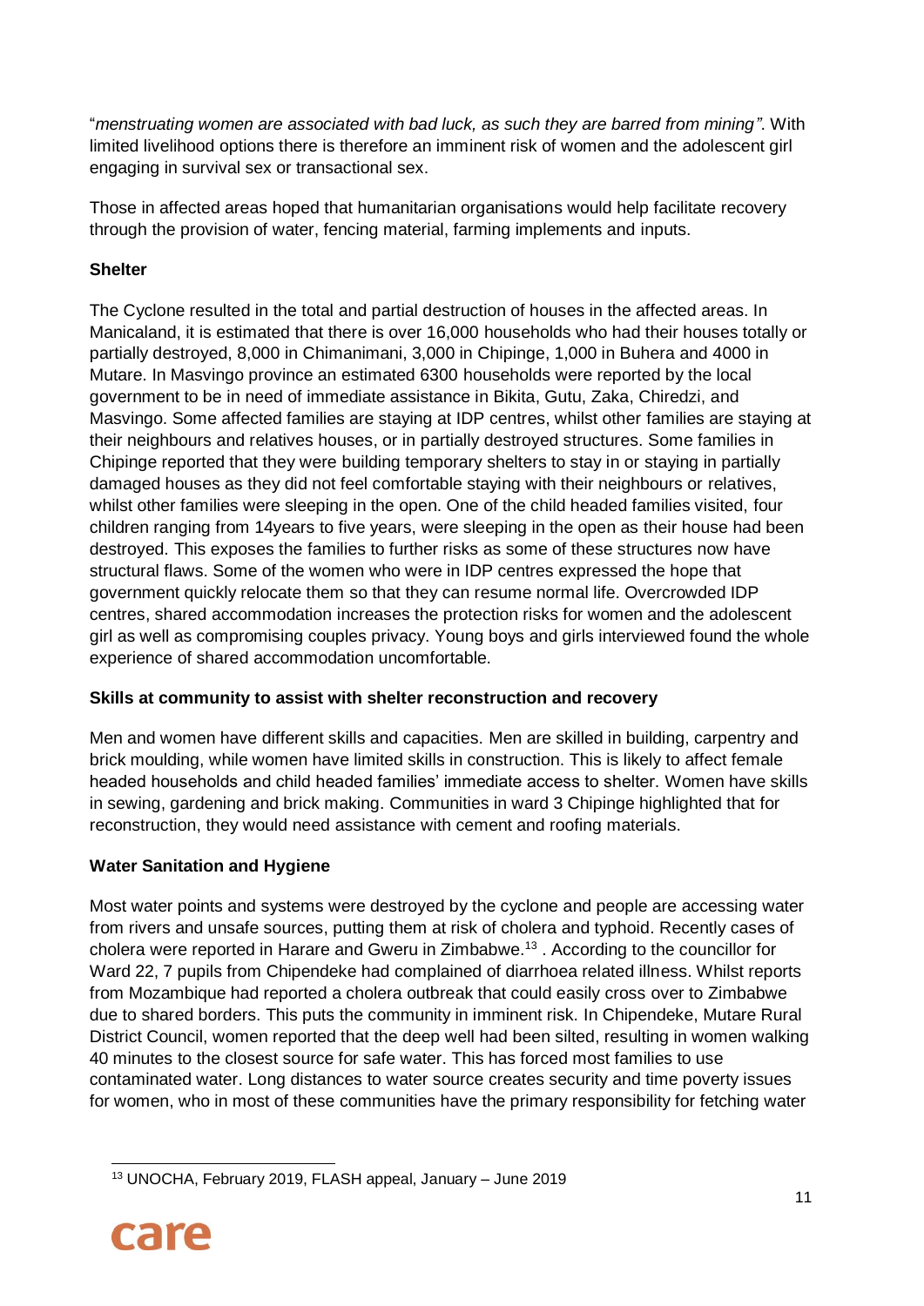"*menstruating women are associated with bad luck, as such they are barred from mining"*. With limited livelihood options there is therefore an imminent risk of women and the adolescent girl engaging in survival sex or transactional sex.

Those in affected areas hoped that humanitarian organisations would help facilitate recovery through the provision of water, fencing material, farming implements and inputs.

**Shelter**

The Cyclone resulted in the total and partial destruction of houses in the affected areas. In Manicaland, it is estimated that there is over 16,000 households who had their houses totally or partially destroyed, 8,000 in Chimanimani, 3,000 in Chipinge, 1,000 in Buhera and 4000 in Mutare. In Masvingo province an estimated 6300 households were reported by the local government to be in need of immediate assistance in Bikita, Gutu, Zaka, Chiredzi, and Masvingo. Some affected families are staying at IDP centres, whilst other families are staying at their neighbours and relatives houses, or in partially destroyed structures. Some families in Chipinge reported that they were building temporary shelters to stay in or staying in partially damaged houses as they did not feel comfortable staying with their neighbours or relatives, whilst other families were sleeping in the open. One of the child headed families visited, four children ranging from 14years to five years, were sleeping in the open as their house had been destroyed. This exposes the families to further risks as some of these structures now have structural flaws. Some of the women who were in IDP centres expressed the hope that government quickly relocate them so that they can resume normal life. Overcrowded IDP centres, shared accommodation increases the protection risks for women and the adolescent girl as well as compromising couples privacy. Young boys and girls interviewed found the whole experience of shared accommodation uncomfortable.

**Skills at community to assist with shelter reconstruction and recovery**

Men and women have different skills and capacities. Men are skilled in building, carpentry and brick moulding, while women have limited skills in construction. This is likely to affect female headed households and child headed families' immediate access to shelter. Women have skills in sewing, gardening and brick making. Communities in ward 3 Chipinge highlighted that for reconstruction, they would need assistance with cement and roofing materials.

**Water Sanitation and Hygiene**

Most water points and systems were destroyed by the cyclone and people are accessing water from rivers and unsafe sources, putting them at risk of cholera and typhoid. Recently cases of cholera were reported in Harare and Gweru in Zimbabwe.[13] . According to the councillor for Ward 22, 7 pupils from Chipendeke had complained of diarrhoea related illness. Whilst reports from Mozambique had reported a cholera outbreak that could easily cross over to Zimbabwe due to shared borders. This puts the community in imminent risk. In Chipendeke, Mutare Rural District Council, women reported that the deep well had been silted, resulting in women walking 40 minutes to the closest source for safe water. This has forced most families to use contaminated water. Long distances to water source creates security and time poverty issues for women, who in most of these communities have the primary responsibility for fetching water

[13] UNOCHA, February 2019, FLASH appeal, January – June 2019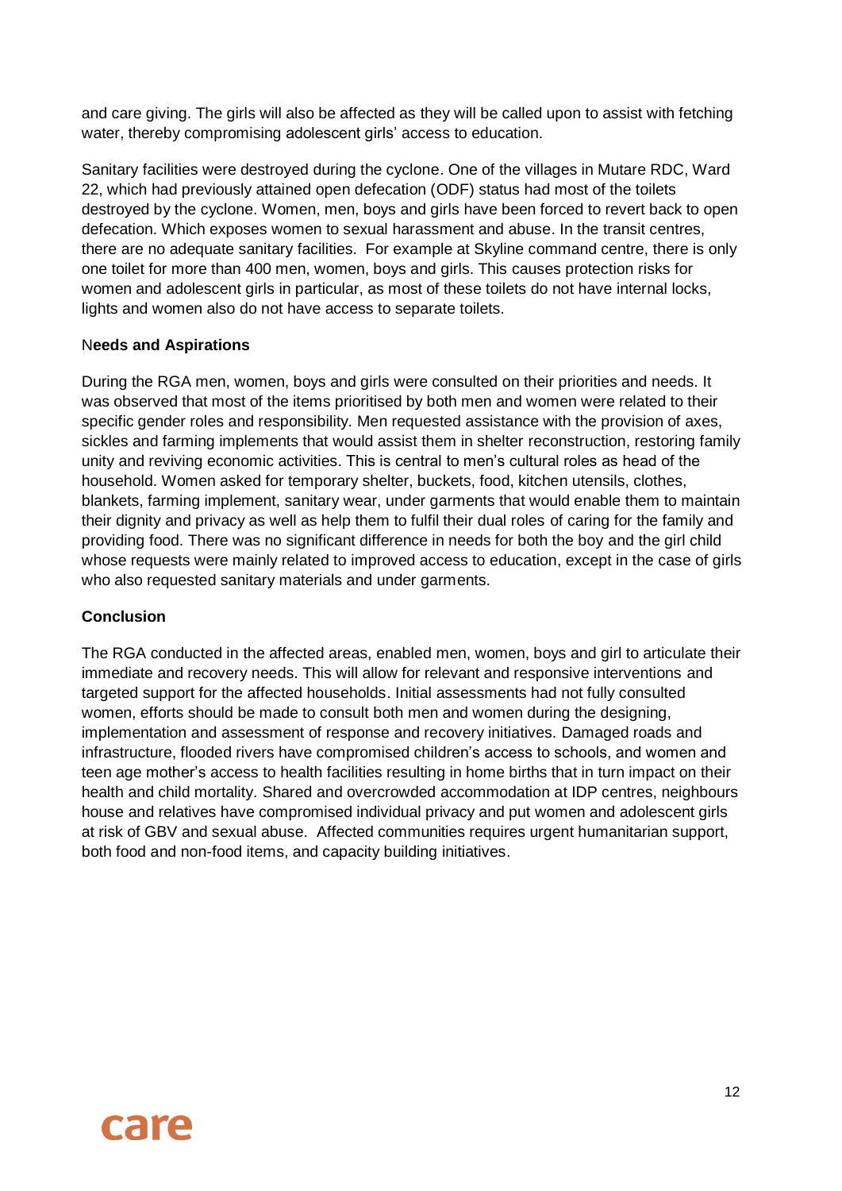and care giving. The girls will also be affected as they will be called upon to assist with fetching water, thereby compromising adolescent girls' access to education.

Sanitary facilities were destroyed during the cyclone. One of the villages in Mutare RDC, Ward 22, which had previously attained open defecation (ODF) status had most of the toilets destroyed by the cyclone. Women, men, boys and girls have been forced to revert back to open defecation. Which exposes women to sexual harassment and abuse. In the transit centres, there are no adequate sanitary facilities. For example at Skyline command centre, there is only one toilet for more than 400 men, women, boys and girls. This causes protection risks for women and adolescent girls in particular, as most of these toilets do not have internal locks, lights and women also do not have access to separate toilets.

### Needs and Aspirations

During the RGA men, women, boys and girls were consulted on their priorities and needs. It was observed that most of the items prioritised by both men and women were related to their specific gender roles and responsibility. Men requested assistance with the provision of axes, sickles and farming implements that would assist them in shelter reconstruction, restoring family unity and reviving economic activities. This is central to men's cultural roles as head of the household. Women asked for temporary shelter, buckets, food, kitchen utensils, clothes, blankets, farming implement, sanitary wear, under garments that would enable them to maintain their dignity and privacy as well as help them to fulfil their dual roles of caring for the family and providing food. There was no significant difference in needs for both the boy and the girl child whose requests were mainly related to improved access to education, except in the case of girls who also requested sanitary materials and under garments.

### Conclusion

The RGA conducted in the affected areas, enabled men, women, boys and girl to articulate their immediate and recovery needs. This will allow for relevant and responsive interventions and targeted support for the affected households. Initial assessments had not fully consulted women, efforts should be made to consult both men and women during the designing, implementation and assessment of response and recovery initiatives. Damaged roads and infrastructure, flooded rivers have compromised children's access to schools, and women and teen age mother's access to health facilities resulting in home births that in turn impact on their health and child mortality. Shared and overcrowded accommodation at IDP centres, neighbours house and relatives have compromised individual privacy and put women and adolescent girls at risk of GBV and sexual abuse. Affected communities requires urgent humanitarian support, both food and non-food items, and capacity building initiatives.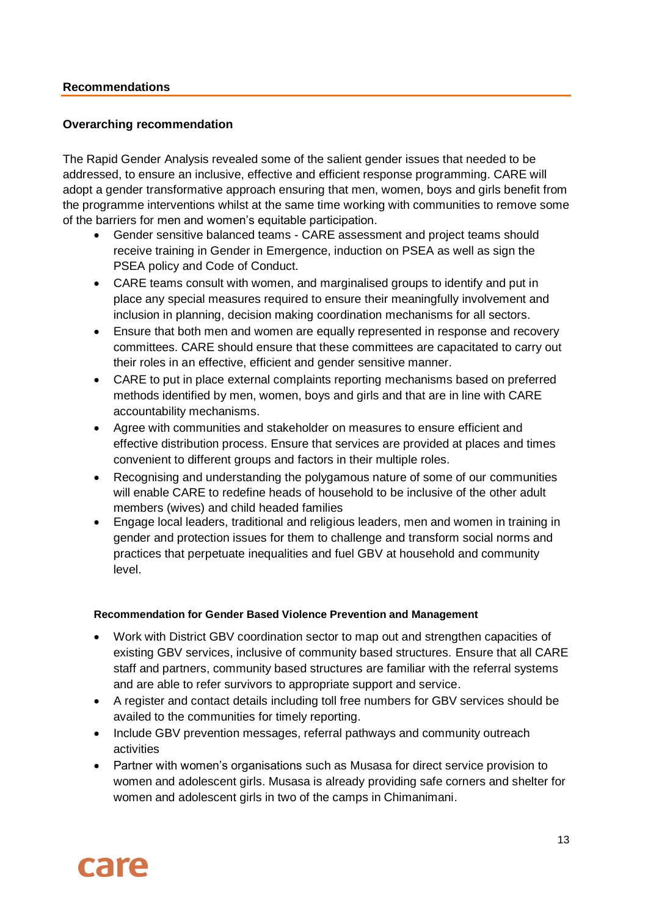## Recommendations

### Overarching recommendation

The Rapid Gender Analysis revealed some of the salient gender issues that needed to be addressed, to ensure an inclusive, effective and efficient response programming. CARE will adopt a gender transformative approach ensuring that men, women, boys and girls benefit from the programme interventions whilst at the same time working with communities to remove some of the barriers for men and women's equitable participation.

- Gender sensitive balanced teams - CARE assessment and project teams should receive training in Gender in Emergence, induction on PSEA as well as sign the PSEA policy and Code of Conduct.
- CARE teams consult with women, and marginalised groups to identify and put in place any special measures required to ensure their meaningfully involvement and inclusion in planning, decision making coordination mechanisms for all sectors.
- Ensure that both men and women are equally represented in response and recovery committees. CARE should ensure that these committees are capacitated to carry out their roles in an effective, efficient and gender sensitive manner.
- CARE to put in place external complaints reporting mechanisms based on preferred methods identified by men, women, boys and girls and that are in line with CARE accountability mechanisms.
- Agree with communities and stakeholder on measures to ensure efficient and effective distribution process. Ensure that services are provided at places and times convenient to different groups and factors in their multiple roles.
- Recognising and understanding the polygamous nature of some of our communities will enable CARE to redefine heads of household to be inclusive of the other adult members (wives) and child headed families
- Engage local leaders, traditional and religious leaders, men and women in training in gender and protection issues for them to challenge and transform social norms and practices that perpetuate inequalities and fuel GBV at household and community level.

#### Recommendation for Gender Based Violence Prevention and Management

- Work with District GBV coordination sector to map out and strengthen capacities of existing GBV services, inclusive of community based structures. Ensure that all CARE staff and partners, community based structures are familiar with the referral systems and are able to refer survivors to appropriate support and service.
- A register and contact details including toll free numbers for GBV services should be availed to the communities for timely reporting.
- Include GBV prevention messages, referral pathways and community outreach activities
- Partner with women's organisations such as Musasa for direct service provision to women and adolescent girls. Musasa is already providing safe corners and shelter for women and adolescent girls in two of the camps in Chimanimani.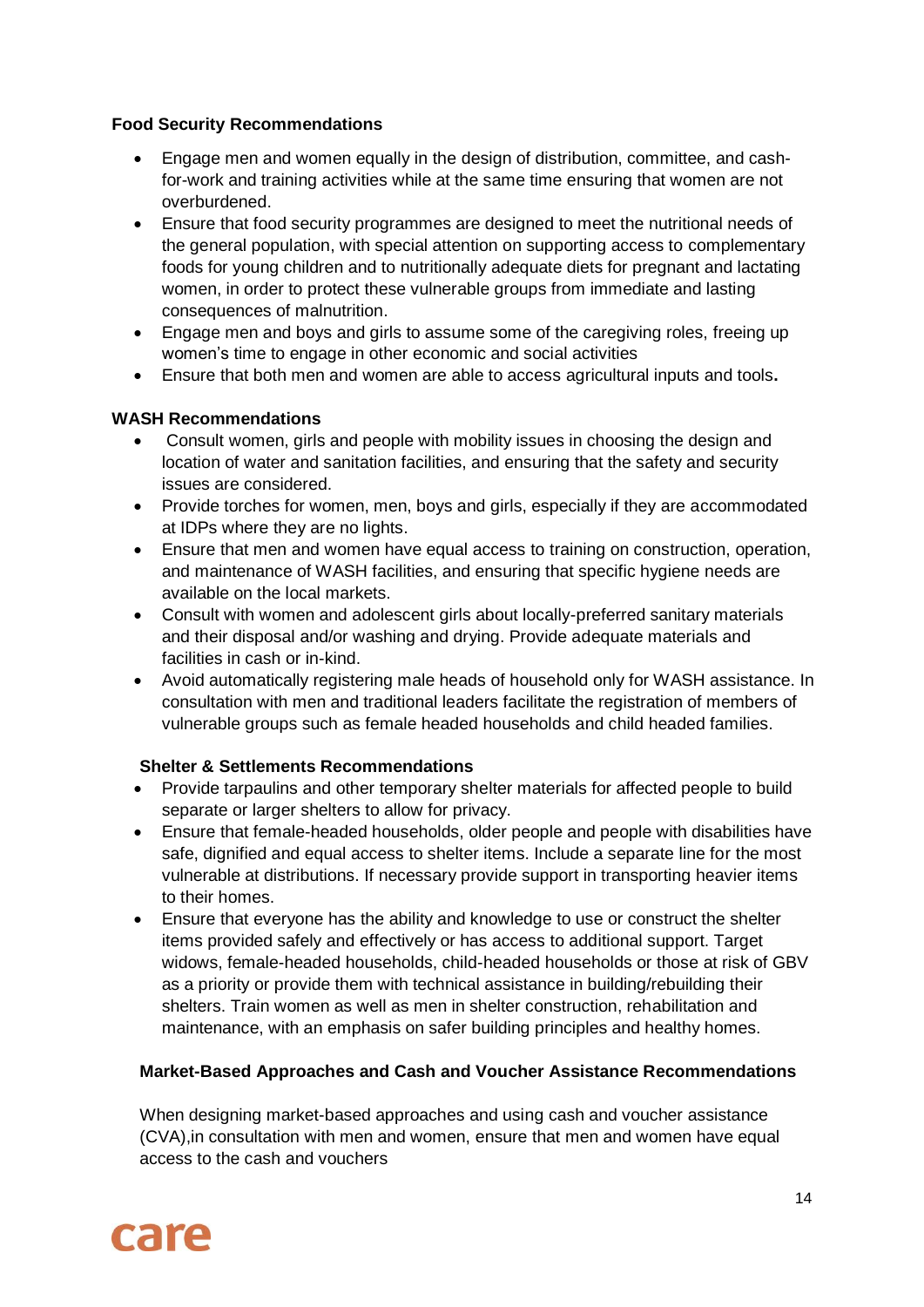**Food Security Recommendations**

- Engage men and women equally in the design of distribution, committee, and cash-for-work and training activities while at the same time ensuring that women are not overburdened.
- Ensure that food security programmes are designed to meet the nutritional needs of the general population, with special attention on supporting access to complementary foods for young children and to nutritionally adequate diets for pregnant and lactating women, in order to protect these vulnerable groups from immediate and lasting consequences of malnutrition.
- Engage men and boys and girls to assume some of the caregiving roles, freeing up women's time to engage in other economic and social activities
- Ensure that both men and women are able to access agricultural inputs and tools**.**

**WASH Recommendations**

- Consult women, girls and people with mobility issues in choosing the design and location of water and sanitation facilities, and ensuring that the safety and security issues are considered.
- Provide torches for women, men, boys and girls, especially if they are accommodated at IDPs where they are no lights.
- Ensure that men and women have equal access to training on construction, operation, and maintenance of WASH facilities, and ensuring that specific hygiene needs are available on the local markets.
- Consult with women and adolescent girls about locally-preferred sanitary materials and their disposal and/or washing and drying. Provide adequate materials and facilities in cash or in-kind.
- Avoid automatically registering male heads of household only for WASH assistance. In consultation with men and traditional leaders facilitate the registration of members of vulnerable groups such as female headed households and child headed families.

**Shelter & Settlements Recommendations**

- Provide tarpaulins and other temporary shelter materials for affected people to build separate or larger shelters to allow for privacy.
- Ensure that female-headed households, older people and people with disabilities have safe, dignified and equal access to shelter items. Include a separate line for the most vulnerable at distributions. If necessary provide support in transporting heavier items to their homes.
- Ensure that everyone has the ability and knowledge to use or construct the shelter items provided safely and effectively or has access to additional support. Target widows, female-headed households, child-headed households or those at risk of GBV as a priority or provide them with technical assistance in building/rebuilding their shelters. Train women as well as men in shelter construction, rehabilitation and maintenance, with an emphasis on safer building principles and healthy homes.

**Market-Based Approaches and Cash and Voucher Assistance Recommendations**

When designing market-based approaches and using cash and voucher assistance (CVA),in consultation with men and women, ensure that men and women have equal access to the cash and vouchers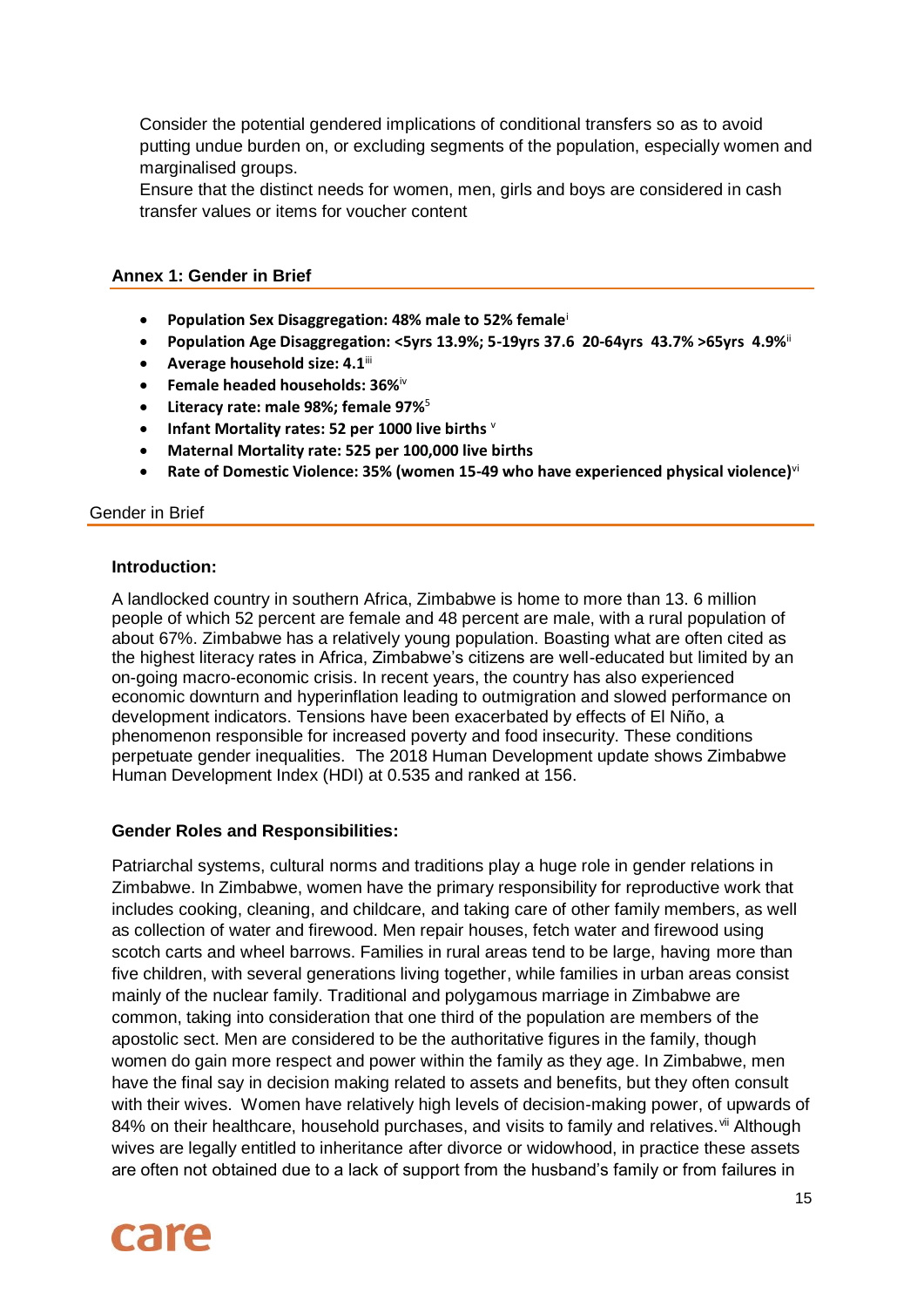Consider the potential gendered implications of conditional transfers so as to avoid putting undue burden on, or excluding segments of the population, especially women and marginalised groups.

Ensure that the distinct needs for women, men, girls and boys are considered in cash transfer values or items for voucher content

### Annex 1: Gender in Brief

- **Population Sex Disaggregation: 48% male to 52% female**[i]
- **Population Age Disaggregation: <5yrs 13.9%; 5-19yrs 37.6 20-64yrs 43.7% >65yrs 4.9%**[ii]
- **Average household size: 4.1**[iii]
- **Female headed households: 36%**[iv]
- **Literacy rate: male 98%; female 97%**[5]
- **Infant Mortality rates: 52 per 1000 live births** [v]
- **Maternal Mortality rate: 525 per 100,000 live births**
- **Rate of Domestic Violence: 35% (women 15-49 who have experienced physical violence)**[vi]

## Gender in Brief

### Introduction:

A landlocked country in southern Africa, Zimbabwe is home to more than 13. 6 million people of which 52 percent are female and 48 percent are male, with a rural population of about 67%. Zimbabwe has a relatively young population. Boasting what are often cited as the highest literacy rates in Africa, Zimbabwe's citizens are well-educated but limited by an on-going macro-economic crisis. In recent years, the country has also experienced economic downturn and hyperinflation leading to outmigration and slowed performance on development indicators. Tensions have been exacerbated by effects of El Niño, a phenomenon responsible for increased poverty and food insecurity. These conditions perpetuate gender inequalities. The 2018 Human Development update shows Zimbabwe Human Development Index (HDI) at 0.535 and ranked at 156.

### Gender Roles and Responsibilities:

Patriarchal systems, cultural norms and traditions play a huge role in gender relations in Zimbabwe. In Zimbabwe, women have the primary responsibility for reproductive work that includes cooking, cleaning, and childcare, and taking care of other family members, as well as collection of water and firewood. Men repair houses, fetch water and firewood using scotch carts and wheel barrows. Families in rural areas tend to be large, having more than five children, with several generations living together, while families in urban areas consist mainly of the nuclear family. Traditional and polygamous marriage in Zimbabwe are common, taking into consideration that one third of the population are members of the apostolic sect. Men are considered to be the authoritative figures in the family, though women do gain more respect and power within the family as they age. In Zimbabwe, men have the final say in decision making related to assets and benefits, but they often consult with their wives. Women have relatively high levels of decision-making power, of upwards of 84% on their healthcare, household purchases, and visits to family and relatives.[vii] Although wives are legally entitled to inheritance after divorce or widowhood, in practice these assets are often not obtained due to a lack of support from the husband's family or from failures in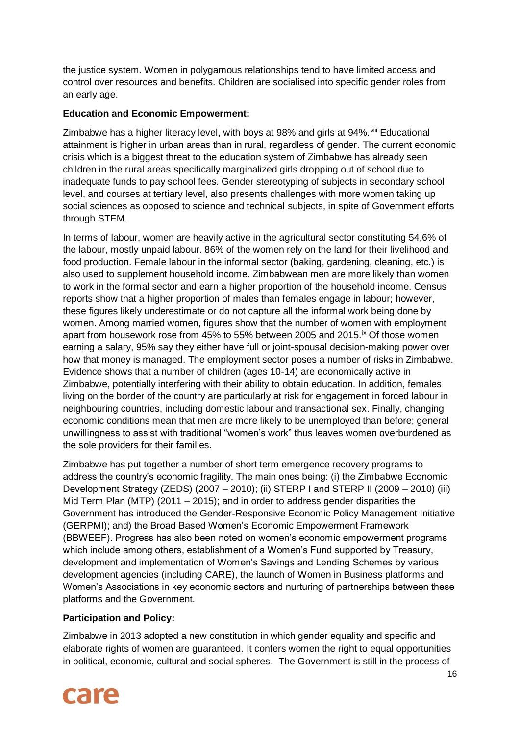the justice system. Women in polygamous relationships tend to have limited access and control over resources and benefits. Children are socialised into specific gender roles from an early age.

**Education and Economic Empowerment:**

Zimbabwe has a higher literacy level, with boys at 98% and girls at 94%.[viii] Educational attainment is higher in urban areas than in rural, regardless of gender. The current economic crisis which is a biggest threat to the education system of Zimbabwe has already seen children in the rural areas specifically marginalized girls dropping out of school due to inadequate funds to pay school fees. Gender stereotyping of subjects in secondary school level, and courses at tertiary level, also presents challenges with more women taking up social sciences as opposed to science and technical subjects, in spite of Government efforts through STEM.

In terms of labour, women are heavily active in the agricultural sector constituting 54,6% of the labour, mostly unpaid labour. 86% of the women rely on the land for their livelihood and food production. Female labour in the informal sector (baking, gardening, cleaning, etc.) is also used to supplement household income. Zimbabwean men are more likely than women to work in the formal sector and earn a higher proportion of the household income. Census reports show that a higher proportion of males than females engage in labour; however, these figures likely underestimate or do not capture all the informal work being done by women. Among married women, figures show that the number of women with employment apart from housework rose from 45% to 55% between 2005 and 2015.[ix] Of those women earning a salary, 95% say they either have full or joint-spousal decision-making power over how that money is managed. The employment sector poses a number of risks in Zimbabwe. Evidence shows that a number of children (ages 10-14) are economically active in Zimbabwe, potentially interfering with their ability to obtain education. In addition, females living on the border of the country are particularly at risk for engagement in forced labour in neighbouring countries, including domestic labour and transactional sex. Finally, changing economic conditions mean that men are more likely to be unemployed than before; general unwillingness to assist with traditional "women's work" thus leaves women overburdened as the sole providers for their families.

Zimbabwe has put together a number of short term emergence recovery programs to address the country's economic fragility. The main ones being: (i) the Zimbabwe Economic Development Strategy (ZEDS) (2007 – 2010); (ii) STERP I and STERP II (2009 – 2010) (iii) Mid Term Plan (MTP) (2011 – 2015); and in order to address gender disparities the Government has introduced the Gender-Responsive Economic Policy Management Initiative (GERPMI); and) the Broad Based Women's Economic Empowerment Framework (BBWEEF). Progress has also been noted on women's economic empowerment programs which include among others, establishment of a Women's Fund supported by Treasury, development and implementation of Women's Savings and Lending Schemes by various development agencies (including CARE), the launch of Women in Business platforms and Women's Associations in key economic sectors and nurturing of partnerships between these platforms and the Government.

**Participation and Policy:**

Zimbabwe in 2013 adopted a new constitution in which gender equality and specific and elaborate rights of women are guaranteed. It confers women the right to equal opportunities in political, economic, cultural and social spheres. The Government is still in the process of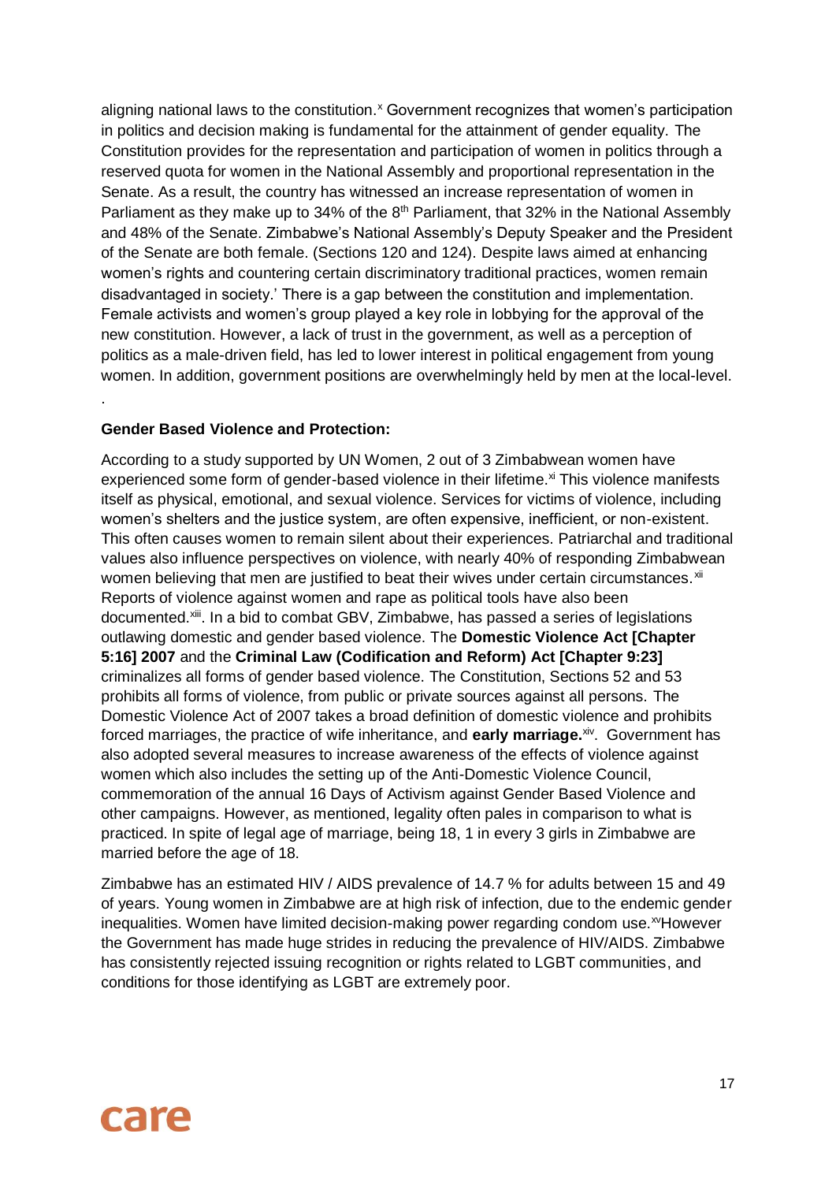aligning national laws to the constitution.[x] Government recognizes that women's participation in politics and decision making is fundamental for the attainment of gender equality. The Constitution provides for the representation and participation of women in politics through a reserved quota for women in the National Assembly and proportional representation in the Senate. As a result, the country has witnessed an increase representation of women in Parliament as they make up to 34% of the 8th Parliament, that 32% in the National Assembly and 48% of the Senate. Zimbabwe's National Assembly's Deputy Speaker and the President of the Senate are both female. (Sections 120 and 124). Despite laws aimed at enhancing women's rights and countering certain discriminatory traditional practices, women remain disadvantaged in society.' There is a gap between the constitution and implementation. Female activists and women's group played a key role in lobbying for the approval of the new constitution. However, a lack of trust in the government, as well as a perception of politics as a male-driven field, has led to lower interest in political engagement from young women. In addition, government positions are overwhelmingly held by men at the local-level.

.

**Gender Based Violence and Protection:**

According to a study supported by UN Women, 2 out of 3 Zimbabwean women have experienced some form of gender-based violence in their lifetime.[xi] This violence manifests itself as physical, emotional, and sexual violence. Services for victims of violence, including women's shelters and the justice system, are often expensive, inefficient, or non-existent. This often causes women to remain silent about their experiences. Patriarchal and traditional values also influence perspectives on violence, with nearly 40% of responding Zimbabwean women believing that men are justified to beat their wives under certain circumstances.[xii] Reports of violence against women and rape as political tools have also been documented.[xiii]. In a bid to combat GBV, Zimbabwe, has passed a series of legislations outlawing domestic and gender based violence. The **Domestic Violence Act [Chapter 5:16] 2007** and the **Criminal Law (Codification and Reform) Act [Chapter 9:23]** criminalizes all forms of gender based violence. The Constitution, Sections 52 and 53 prohibits all forms of violence, from public or private sources against all persons. The Domestic Violence Act of 2007 takes a broad definition of domestic violence and prohibits forced marriages, the practice of wife inheritance, and **early marriage.**[xiv]. Government has also adopted several measures to increase awareness of the effects of violence against women which also includes the setting up of the Anti-Domestic Violence Council, commemoration of the annual 16 Days of Activism against Gender Based Violence and other campaigns. However, as mentioned, legality often pales in comparison to what is practiced. In spite of legal age of marriage, being 18, 1 in every 3 girls in Zimbabwe are married before the age of 18.

Zimbabwe has an estimated HIV / AIDS prevalence of 14.7 % for adults between 15 and 49 of years. Young women in Zimbabwe are at high risk of infection, due to the endemic gender inequalities. Women have limited decision-making power regarding condom use.[xv]However the Government has made huge strides in reducing the prevalence of HIV/AIDS. Zimbabwe has consistently rejected issuing recognition or rights related to LGBT communities, and conditions for those identifying as LGBT are extremely poor.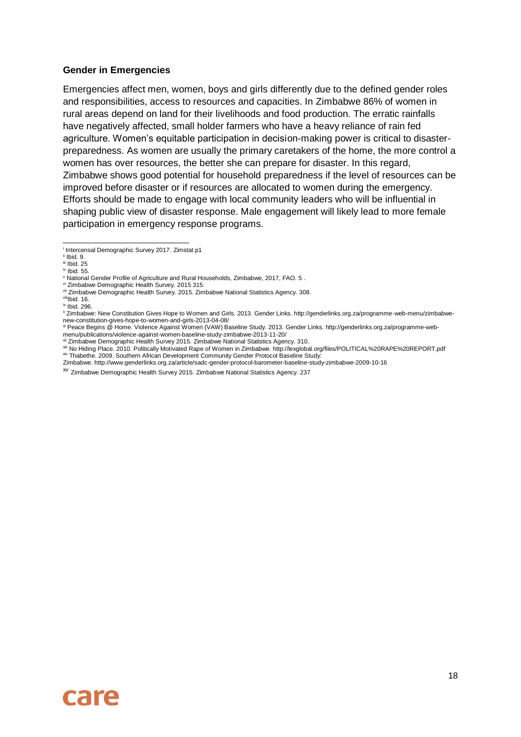**Gender in Emergencies**

Emergencies affect men, women, boys and girls differently due to the defined gender roles and responsibilities, access to resources and capacities. In Zimbabwe 86% of women in rural areas depend on land for their livelihoods and food production. The erratic rainfalls have negatively affected, small holder farmers who have a heavy reliance of rain fed agriculture. Women's equitable participation in decision-making power is critical to disaster-preparedness. As women are usually the primary caretakers of the home, the more control a women has over resources, the better she can prepare for disaster. In this regard, Zimbabwe shows good potential for household preparedness if the level of resources can be improved before disaster or if resources are allocated to women during the emergency. Efforts should be made to engage with local community leaders who will be influential in shaping public view of disaster response. Male engagement will likely lead to more female participation in emergency response programs.

---

[i] Intercensal Demographic Survey 2017. Zimstat p1
[ii] Ibid. 9.
[iii] Ibid. 25
[iv] Ibid. 55.
[v] National Gender Profile of Agriculture and Rural Households, Zimbabwe, 2017, FAO. 5 .
[vi] Zimbabwe Demographic Health Survey. 2015 315.
[vii] Zimbabwe Demographic Health Survey. 2015. Zimbabwe National Statistics Agency. 308.
[viii] Ibid. 16.
[ix] Ibid. 296.
[x] Zimbabwe: New Constitution Gives Hope to Women and Girls. 2013. Gender Links. http://genderlinks.org.za/programme-web-menu/zimbabwe-new-constitution-gives-hope-to-women-and-girls-2013-04-08/
[xi] Peace Begins @ Home. Violence Against Women (VAW) Baseline Study. 2013. Gender Links. http://genderlinks.org.za/programme-web-menu/publications/violence-against-women-baseline-study-zimbabwe-2013-11-20/
[xii] Zimbabwe Demographic Health Survey 2015. Zimbabwe National Statistics Agency. 310.
[xiii] No Hiding Place. 2010. Politically Motivated Rape of Women in Zimbabwe. http://lexglobal.org/files/POLITICAL%20RAPE%20REPORT.pdf
[xiv] Thabethe. 2009. Southern African Development Community Gender Protocol Baseline Study: Zimbabwe. http://www.genderlinks.org.za/article/sadc-gender-protocol-barometer-baseline-study-zimbabwe-2009-10-16
[xv] Zimbabwe Demographic Health Survey 2015. Zimbabwe National Statistics Agency. 237